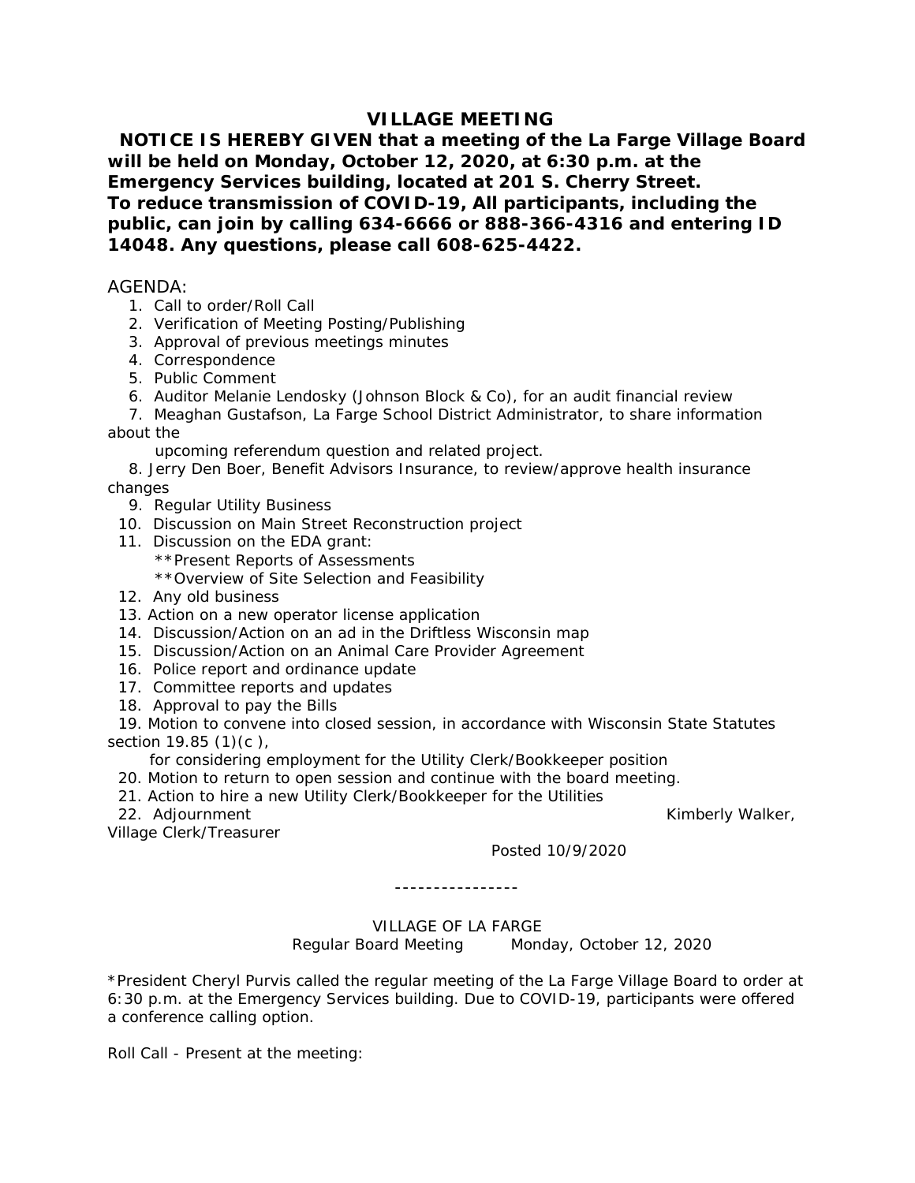## VILLAGE MEETING

**NOTICE IS HEREBY GIVEN that a meeting of the La Farge Village Board will be held on Monday, October 12, 2020, at 6:30 p.m. at the Emergency Services building, located at 201 S. Cherry Street. To reduce transmission of COVID-19, All participants, including the public, can join by calling 634-6666 or 888-366-4316 and entering ID 14048. Any questions, please call 608-625-4422.**

AGENDA:

1. Call to order/Roll Call
2. Verification of Meeting Posting/Publishing
3. Approval of previous meetings minutes
4. Correspondence
5. Public Comment
6. Auditor Melanie Lendosky (Johnson Block & Co), for an audit financial review
7. Meaghan Gustafson, La Farge School District Administrator, to share information about the upcoming referendum question and related project.
8. Jerry Den Boer, Benefit Advisors Insurance, to review/approve health insurance changes
9. Regular Utility Business
10. Discussion on Main Street Reconstruction project
11. Discussion on the EDA grant:
    **Present Reports of Assessments
    **Overview of Site Selection and Feasibility
12. Any old business
13. Action on a new operator license application
14. Discussion/Action on an ad in the Driftless Wisconsin map
15. Discussion/Action on an Animal Care Provider Agreement
16. Police report and ordinance update
17. Committee reports and updates
18. Approval to pay the Bills
19. Motion to convene into closed session, in accordance with Wisconsin State Statutes section 19.85 (1)(c ), for considering employment for the Utility Clerk/Bookkeeper position
20. Motion to return to open session and continue with the board meeting.
21. Action to hire a new Utility Clerk/Bookkeeper for the Utilities
22. Adjournment

Kimberly Walker, Village Clerk/Treasurer

Posted 10/9/2020

----------------

VILLAGE OF LA FARGE

Regular Board Meeting Monday, October 12, 2020

*President Cheryl Purvis called the regular meeting of the La Farge Village Board to order at 6:30 p.m. at the Emergency Services building. Due to COVID-19, participants were offered a conference calling option.

Roll Call - Present at the meeting: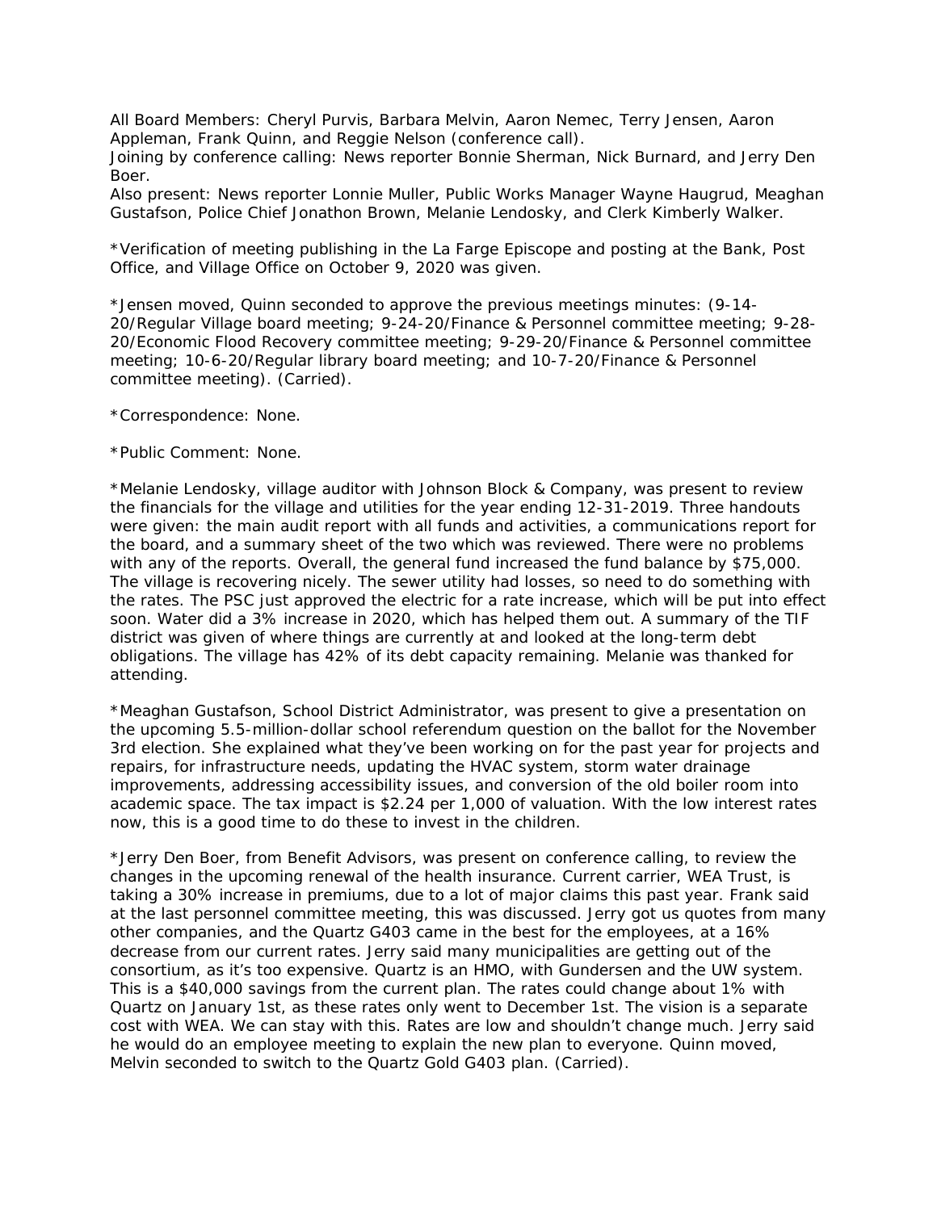All Board Members: Cheryl Purvis, Barbara Melvin, Aaron Nemec, Terry Jensen, Aaron Appleman, Frank Quinn, and Reggie Nelson (conference call).
Joining by conference calling: News reporter Bonnie Sherman, Nick Burnard, and Jerry Den Boer.
Also present: News reporter Lonnie Muller, Public Works Manager Wayne Haugrud, Meaghan Gustafson, Police Chief Jonathon Brown, Melanie Lendosky, and Clerk Kimberly Walker.

*Verification of meeting publishing in the La Farge Episcope and posting at the Bank, Post Office, and Village Office on October 9, 2020 was given.

*Jensen moved, Quinn seconded to approve the previous meetings minutes: (9-14-20/Regular Village board meeting; 9-24-20/Finance & Personnel committee meeting; 9-28-20/Economic Flood Recovery committee meeting; 9-29-20/Finance & Personnel committee meeting; 10-6-20/Regular library board meeting; and 10-7-20/Finance & Personnel committee meeting). (Carried).

*Correspondence: None.

*Public Comment: None.

*Melanie Lendosky, village auditor with Johnson Block & Company, was present to review the financials for the village and utilities for the year ending 12-31-2019. Three handouts were given: the main audit report with all funds and activities, a communications report for the board, and a summary sheet of the two which was reviewed. There were no problems with any of the reports. Overall, the general fund increased the fund balance by $75,000. The village is recovering nicely. The sewer utility had losses, so need to do something with the rates. The PSC just approved the electric for a rate increase, which will be put into effect soon. Water did a 3% increase in 2020, which has helped them out. A summary of the TIF district was given of where things are currently at and looked at the long-term debt obligations. The village has 42% of its debt capacity remaining. Melanie was thanked for attending.

*Meaghan Gustafson, School District Administrator, was present to give a presentation on the upcoming 5.5-million-dollar school referendum question on the ballot for the November 3rd election. She explained what they've been working on for the past year for projects and repairs, for infrastructure needs, updating the HVAC system, storm water drainage improvements, addressing accessibility issues, and conversion of the old boiler room into academic space. The tax impact is $2.24 per 1,000 of valuation. With the low interest rates now, this is a good time to do these to invest in the children.

*Jerry Den Boer, from Benefit Advisors, was present on conference calling, to review the changes in the upcoming renewal of the health insurance. Current carrier, WEA Trust, is taking a 30% increase in premiums, due to a lot of major claims this past year. Frank said at the last personnel committee meeting, this was discussed. Jerry got us quotes from many other companies, and the Quartz G403 came in the best for the employees, at a 16% decrease from our current rates. Jerry said many municipalities are getting out of the consortium, as it's too expensive. Quartz is an HMO, with Gundersen and the UW system. This is a $40,000 savings from the current plan. The rates could change about 1% with Quartz on January 1st, as these rates only went to December 1st. The vision is a separate cost with WEA. We can stay with this. Rates are low and shouldn't change much. Jerry said he would do an employee meeting to explain the new plan to everyone. Quinn moved, Melvin seconded to switch to the Quartz Gold G403 plan. (Carried).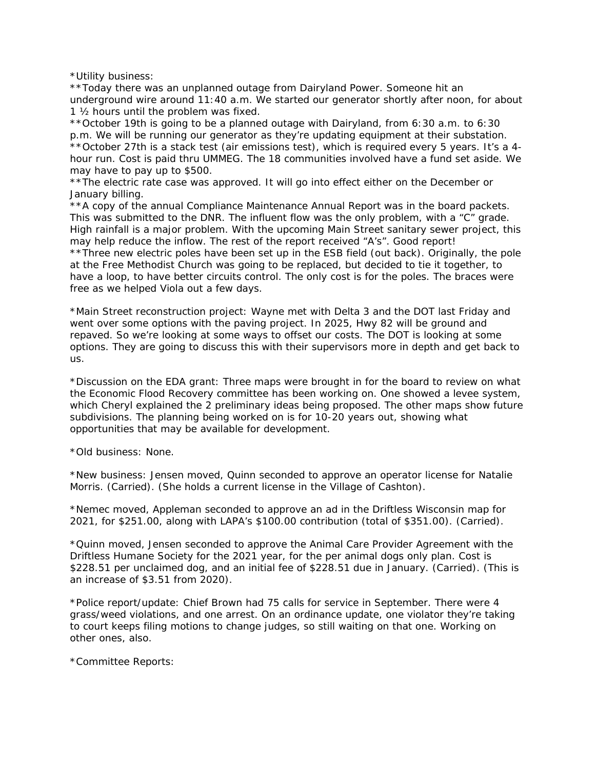*Utility business:
**Today there was an unplanned outage from Dairyland Power. Someone hit an underground wire around 11:40 a.m. We started our generator shortly after noon, for about 1 ½ hours until the problem was fixed.
**October 19th is going to be a planned outage with Dairyland, from 6:30 a.m. to 6:30 p.m. We will be running our generator as they're updating equipment at their substation.
**October 27th is a stack test (air emissions test), which is required every 5 years. It's a 4-hour run. Cost is paid thru UMMEG. The 18 communities involved have a fund set aside. We may have to pay up to $500.
**The electric rate case was approved. It will go into effect either on the December or January billing.
**A copy of the annual Compliance Maintenance Annual Report was in the board packets. This was submitted to the DNR. The influent flow was the only problem, with a "C" grade. High rainfall is a major problem. With the upcoming Main Street sanitary sewer project, this may help reduce the inflow. The rest of the report received "A's". Good report!
**Three new electric poles have been set up in the ESB field (out back). Originally, the pole at the Free Methodist Church was going to be replaced, but decided to tie it together, to have a loop, to have better circuits control. The only cost is for the poles. The braces were free as we helped Viola out a few days.

*Main Street reconstruction project: Wayne met with Delta 3 and the DOT last Friday and went over some options with the paving project. In 2025, Hwy 82 will be ground and repaved. So we're looking at some ways to offset our costs. The DOT is looking at some options. They are going to discuss this with their supervisors more in depth and get back to us.

*Discussion on the EDA grant: Three maps were brought in for the board to review on what the Economic Flood Recovery committee has been working on. One showed a levee system, which Cheryl explained the 2 preliminary ideas being proposed. The other maps show future subdivisions. The planning being worked on is for 10-20 years out, showing what opportunities that may be available for development.

*Old business: None.

*New business: Jensen moved, Quinn seconded to approve an operator license for Natalie Morris. (Carried). (She holds a current license in the Village of Cashton).

*Nemec moved, Appleman seconded to approve an ad in the Driftless Wisconsin map for 2021, for $251.00, along with LAPA's $100.00 contribution (total of $351.00). (Carried).

*Quinn moved, Jensen seconded to approve the Animal Care Provider Agreement with the Driftless Humane Society for the 2021 year, for the per animal dogs only plan. Cost is $228.51 per unclaimed dog, and an initial fee of $228.51 due in January. (Carried). (This is an increase of $3.51 from 2020).

*Police report/update: Chief Brown had 75 calls for service in September. There were 4 grass/weed violations, and one arrest. On an ordinance update, one violator they're taking to court keeps filing motions to change judges, so still waiting on that one. Working on other ones, also.

*Committee Reports: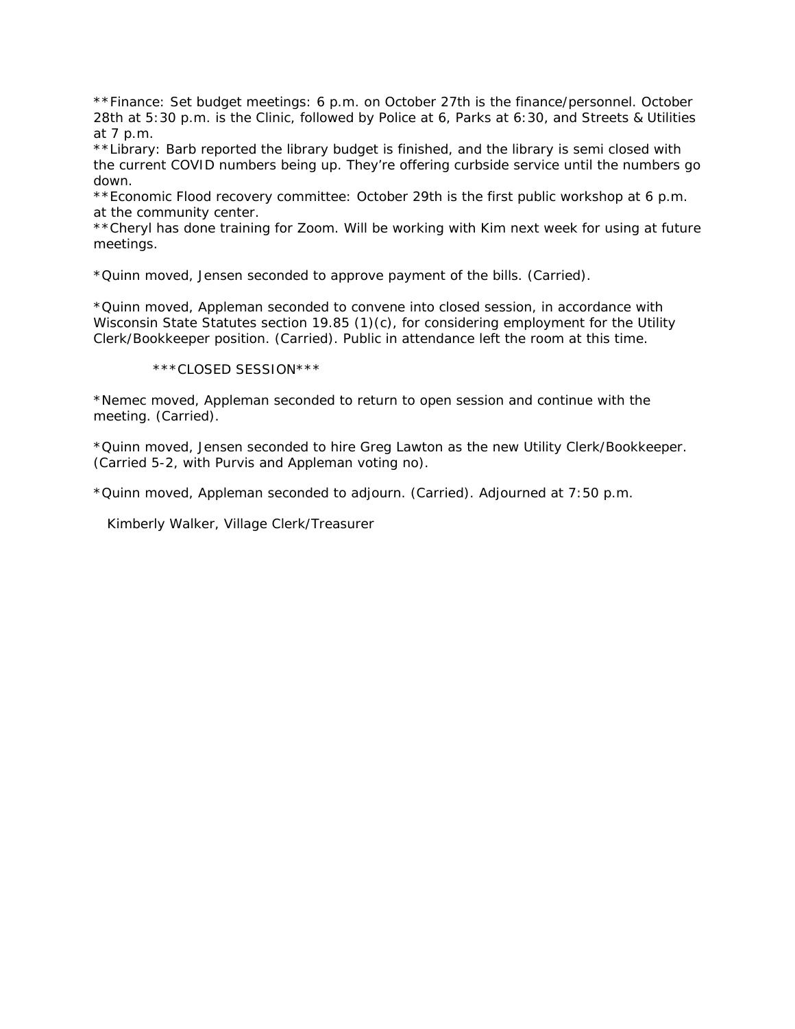**Finance: Set budget meetings: 6 p.m. on October 27th is the finance/personnel. October 28th at 5:30 p.m. is the Clinic, followed by Police at 6, Parks at 6:30, and Streets & Utilities at 7 p.m.
**Library: Barb reported the library budget is finished, and the library is semi closed with the current COVID numbers being up. They're offering curbside service until the numbers go down.
**Economic Flood recovery committee: October 29th is the first public workshop at 6 p.m. at the community center.
**Cheryl has done training for Zoom. Will be working with Kim next week for using at future meetings.

*Quinn moved, Jensen seconded to approve payment of the bills. (Carried).

*Quinn moved, Appleman seconded to convene into closed session, in accordance with Wisconsin State Statutes section 19.85 (1)(c), for considering employment for the Utility Clerk/Bookkeeper position. (Carried). Public in attendance left the room at this time.

***CLOSED SESSION***

*Nemec moved, Appleman seconded to return to open session and continue with the meeting. (Carried).

*Quinn moved, Jensen seconded to hire Greg Lawton as the new Utility Clerk/Bookkeeper. (Carried 5-2, with Purvis and Appleman voting no).

*Quinn moved, Appleman seconded to adjourn. (Carried). Adjourned at 7:50 p.m.

Kimberly Walker, Village Clerk/Treasurer